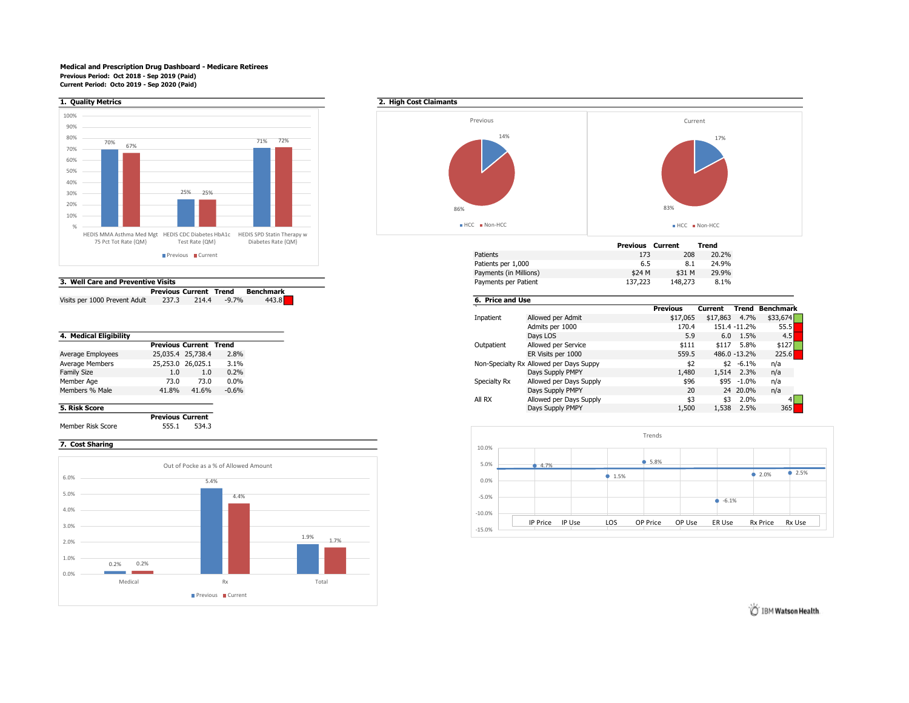**Medical and Prescription Drug Dashboard - Medicare Retirees**

**Previous Period: Oct 2018 - Sep 2019 (Paid)**

**Current Period: Octo 2019 - Sep 2020 (Paid)**

## 1. Quality Metrics

| Metric | Previous | Current |
|---|---|---|
| HEDIS MMA Asthma Med Mgt 75 Pct Tot Rate (QM) | 70% | 67% |
| HEDIS CDC Diabetes HbA1c Test Rate (QM) | 25% | 25% |
| HEDIS SPD Statin Therapy w Diabetes Rate (QM) | 71% | 72% |

## 2. High Cost Claimants

| | HCC | Non-HCC |
|---|---|---|
| Previous | 14% | 86% |
| Current | 17% | 83% |

| | Previous | Current | Trend |
|---|---|---|---|
| Patients | 173 | 208 | 20.2% |
| Patients per 1,000 | 6.5 | 8.1 | 24.9% |
| Payments (in Millions) | $24 M | $31 M | 29.9% |
| Payments per Patient | 137,223 | 148,273 | 8.1% |

## 3. Well Care and Preventive Visits

| | Previous | Current | Trend | Benchmark |
|---|---|---|---|---|
| Visits per 1000 Prevent Adult | 237.3 | 214.4 | -9.7% | 443.8 |

## 4. Medical Eligibility

| | Previous | Current | Trend |
|---|---|---|---|
| Average Employees | 25,035.4 | 25,738.4 | 2.8% |
| Average Members | 25,253.0 | 26,025.1 | 3.1% |
| Family Size | 1.0 | 1.0 | 0.2% |
| Member Age | 73.0 | 73.0 | 0.0% |
| Members % Male | 41.8% | 41.6% | -0.6% |

## 5. Risk Score

| | Previous | Current |
|---|---|---|
| Member Risk Score | 555.1 | 534.3 |

## 6. Price and Use

| | | Previous | Current | Trend | Benchmark |
|---|---|---|---|---|---|
| Inpatient | Allowed per Admit | $17,065 | $17,863 | 4.7% | $33,674 |
| | Admits per 1000 | 170.4 | 151.4 | -11.2% | 55.5 |
| | Days LOS | 5.9 | 6.0 | 1.5% | 4.5 |
| Outpatient | Allowed per Service | $111 | $117 | 5.8% | $127 |
| | ER Visits per 1000 | 559.5 | 486.0 | -13.2% | 225.6 |
| Non-Specialty Rx | Allowed per Days Suppy | $2 | $2 | -6.1% | n/a |
| | Days Supply PMPY | 1,480 | 1,514 | 2.3% | n/a |
| Specialty Rx | Allowed per Days Supply | $96 | $95 | -1.0% | n/a |
| | Days Supply PMPY | 20 | 24 | 20.0% | n/a |
| All RX | Allowed per Days Supply | $3 | $3 | 2.0% | 4 |
| | Days Supply PMPY | 1,500 | 1,538 | 2.5% | 365 |

**Trends**

| IP Price | IP Use | LOS | OP Price | OP Use | ER Use | Rx Price | Rx Use |
|---|---|---|---|---|---|---|---|
| 4.7% | | 1.5% | 5.8% | | -6.1% | 2.0% | 2.5% |

## 7. Cost Sharing

**Out of Pocke as a % of Allowed Amount**

| | Previous | Current |
|---|---|---|
| Medical | 0.2% | 0.2% |
| Rx | 5.4% | 4.4% |
| Total | 1.9% | 1.7% |

IBM Watson Health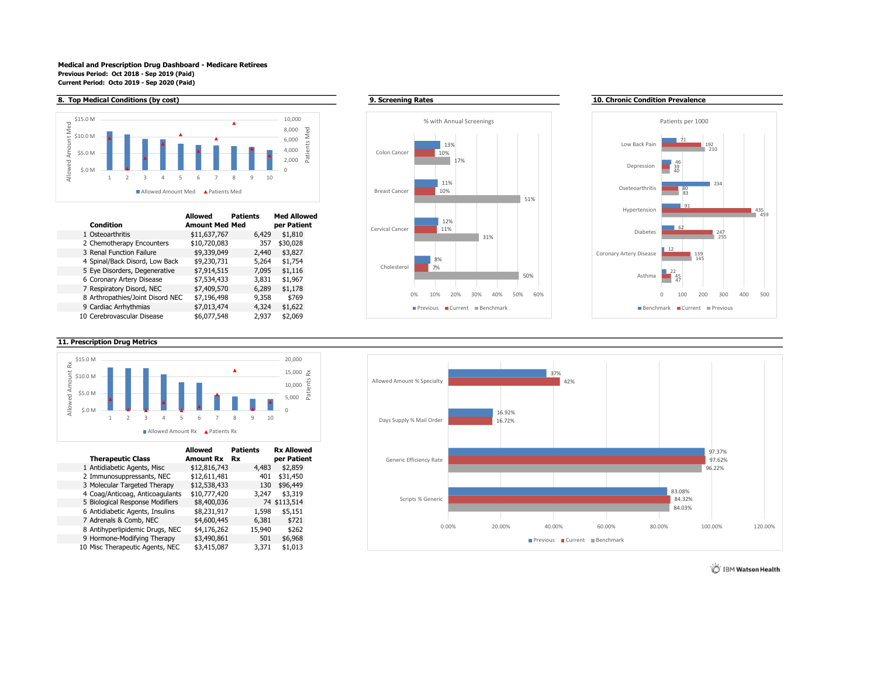**Medical and Prescription Drug Dashboard - Medicare Retirees**
**Previous Period: Oct 2018 - Sep 2019 (Paid)**
**Current Period: Octo 2019 - Sep 2020 (Paid)**

## 8. Top Medical Conditions (by cost)

Allowed Amount Med

$15.0 M
$10.0 M
$5.0 M
$.0 M

1 2 3 4 5 6 7 8 9 10

Patients Med

10,000
8,000
6,000
4,000
2,000
0

Allowed Amount Med ▲ Patients Med

| | Condition | Allowed Amount Med | Patients Med | Med Allowed per Patient |
|---|---|---|---|---|
| 1 | Osteoarthritis | $11,637,767 | 6,429 | $1,810 |
| 2 | Chemotherapy Encounters | $10,720,083 | 357 | $30,028 |
| 3 | Renal Function Failure | $9,339,049 | 2,440 | $3,827 |
| 4 | Spinal/Back Disord, Low Back | $9,230,731 | 5,264 | $1,754 |
| 5 | Eye Disorders, Degenerative | $7,914,515 | 7,095 | $1,116 |
| 6 | Coronary Artery Disease | $7,534,433 | 3,831 | $1,967 |
| 7 | Respiratory Disord, NEC | $7,409,570 | 6,289 | $1,178 |
| 8 | Arthropathies/Joint Disord NEC | $7,196,498 | 9,358 | $769 |
| 9 | Cardiac Arrhythmias | $7,013,474 | 4,324 | $1,622 |
| 10 | Cerebrovascular Disease | $6,077,548 | 2,937 | $2,069 |

## 9. Screening Rates

% with Annual Screenings

Colon Cancer: 13%, 10%, 17%
Breast Cancer: 11%, 10%, 51%
Cervical Cancer: 12%, 11%, 31%
Cholesterol: 8%, 7%, 50%

0% 10% 20% 30% 40% 50% 60%

Previous Current Benchmark

## 10. Chronic Condition Prevalence

Patients per 1000

Low Back Pain: 71, 192, 210
Depression: 46, 39, 40
Oseteoarthritis: 234, 80, 83
Hypertension: 91, 435, 459
Diabetes: 62, 247, 255
Coronary Artery Disease: 12, 139, 145
Asthma: 22, 45, 47

0 100 200 300 400 500

Benchmark Current Previous

## 11. Prescription Drug Metrics

Allowed Amount Rx

$15.0 M
$10.0 M
$5.0 M
$.0 M

1 2 3 4 5 6 7 8 9 10

Patients Rx

20,000
15,000
10,000
5,000
0

Allowed Amount Rx ▲ Patients Rx

| | Therapeutic Class | Allowed Amount Rx | Patients Rx | Rx Allowed per Patient |
|---|---|---|---|---|
| 1 | Antidiabetic Agents, Misc | $12,816,743 | 4,483 | $2,859 |
| 2 | Immunosuppressants, NEC | $12,611,481 | 401 | $31,450 |
| 3 | Molecular Targeted Therapy | $12,538,433 | 130 | $96,449 |
| 4 | Coag/Anticoag, Anticoagulants | $10,777,420 | 3,247 | $3,319 |
| 5 | Biological Response Modifiers | $8,400,036 | 74 | $113,514 |
| 6 | Antidiabetic Agents, Insulins | $8,231,917 | 1,598 | $5,151 |
| 7 | Adrenals & Comb, NEC | $4,600,445 | 6,381 | $721 |
| 8 | Antihyperlipidemic Drugs, NEC | $4,176,262 | 15,940 | $262 |
| 9 | Hormone-Modifying Therapy | $3,490,861 | 501 | $6,968 |
| 10 | Misc Therapeutic Agents, NEC | $3,415,087 | 3,371 | $1,013 |

Allowed Amount % Specialty: 37%, 42%
Days Supply % Mail Order: 16.92%, 16.72%
Generic Efficiency Rate: 97.37%, 97.62%, 96.22%
Scripts % Generic: 83.08%, 84.32%, 84.03%

0.00% 20.00% 40.00% 60.00% 80.00% 100.00% 120.00%

Previous Current Benchmark

IBM Watson Health